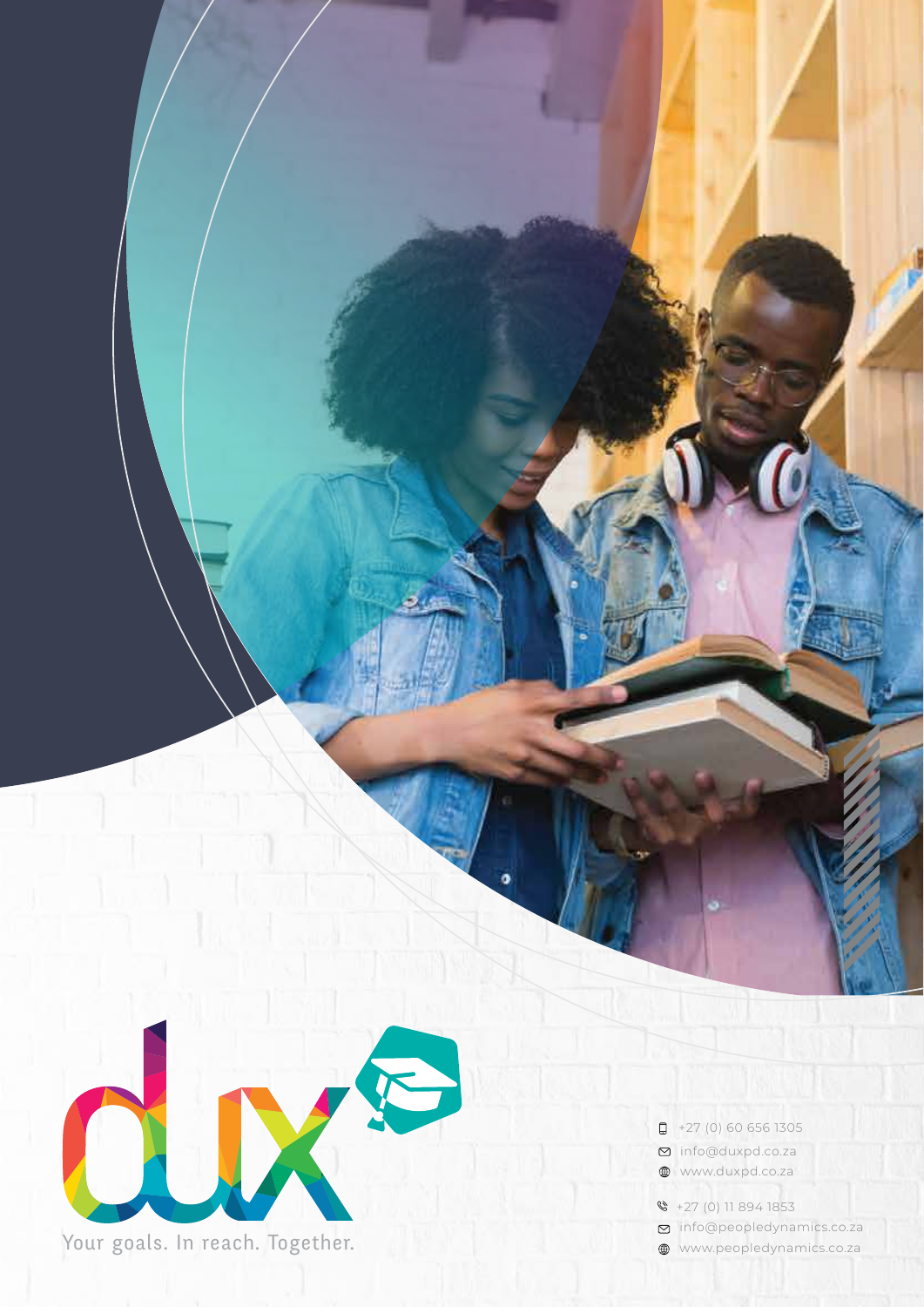# dux

Your goals. In reach. Together.

+27 (0) 60 656 1305
info@duxpd.co.za
www.duxpd.co.za

+27 (0) 11 894 1853
info@peopledynamics.co.za
www.peopledynamics.co.za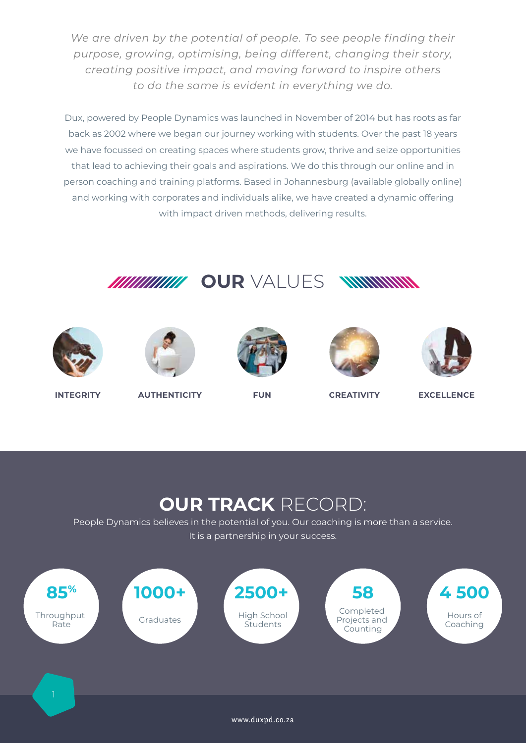*We are driven by the potential of people. To see people finding their purpose, growing, optimising, being different, changing their story, creating positive impact, and moving forward to inspire others to do the same is evident in everything we do.*

Dux, powered by People Dynamics was launched in November of 2014 but has roots as far back as 2002 where we began our journey working with students. Over the past 18 years we have focussed on creating spaces where students grow, thrive and seize opportunities that lead to achieving their goals and aspirations. We do this through our online and in person coaching and training platforms. Based in Johannesburg (available globally online) and working with corporates and individuals alike, we have created a dynamic offering with impact driven methods, delivering results.

## **OUR** VALUES

- **INTEGRITY**
- **AUTHENTICITY**
- **FUN**
- **CREATIVITY**
- **EXCELLENCE**

## **OUR TRACK** RECORD:

People Dynamics believes in the potential of you. Our coaching is more than a service. It is a partnership in your success.

- **85%** Throughput Rate
- **1000+** Graduates
- **2500+** High School Students
- **58** Completed Projects and Counting
- **4 500** Hours of Coaching

www.duxpd.co.za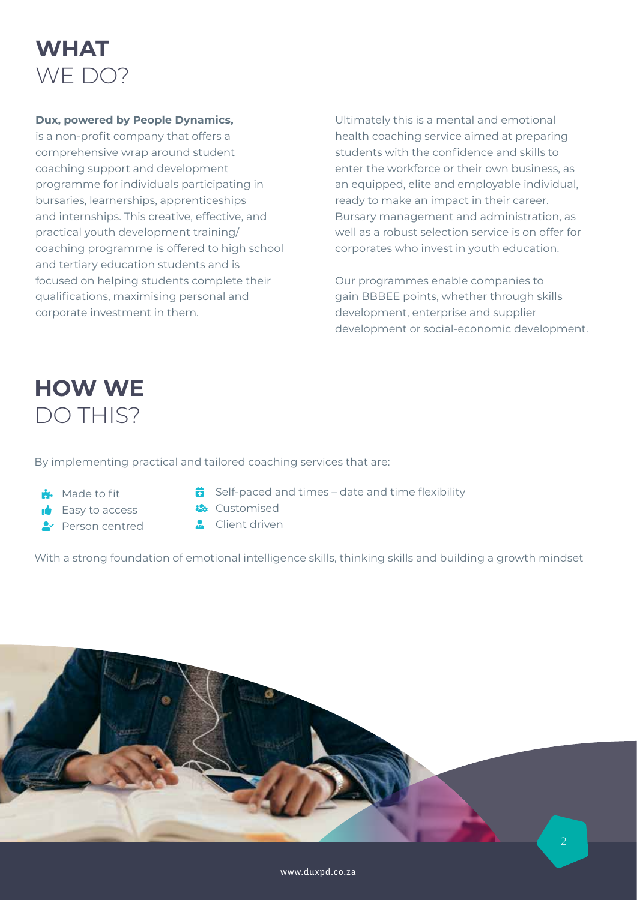# WHAT WE DO?

**Dux, powered by People Dynamics,** is a non-profit company that offers a comprehensive wrap around student coaching support and development programme for individuals participating in bursaries, learnerships, apprenticeships and internships. This creative, effective, and practical youth development training/ coaching programme is offered to high school and tertiary education students and is focused on helping students complete their qualifications, maximising personal and corporate investment in them.

Ultimately this is a mental and emotional health coaching service aimed at preparing students with the confidence and skills to enter the workforce or their own business, as an equipped, elite and employable individual, ready to make an impact in their career. Bursary management and administration, as well as a robust selection service is on offer for corporates who invest in youth education.

Our programmes enable companies to gain BBBEE points, whether through skills development, enterprise and supplier development or social-economic development.

# HOW WE DO THIS?

By implementing practical and tailored coaching services that are:

- Made to fit
- Easy to access
- Person centred
- Self-paced and times – date and time flexibility
- Customised
- Client driven

With a strong foundation of emotional intelligence skills, thinking skills and building a growth mindset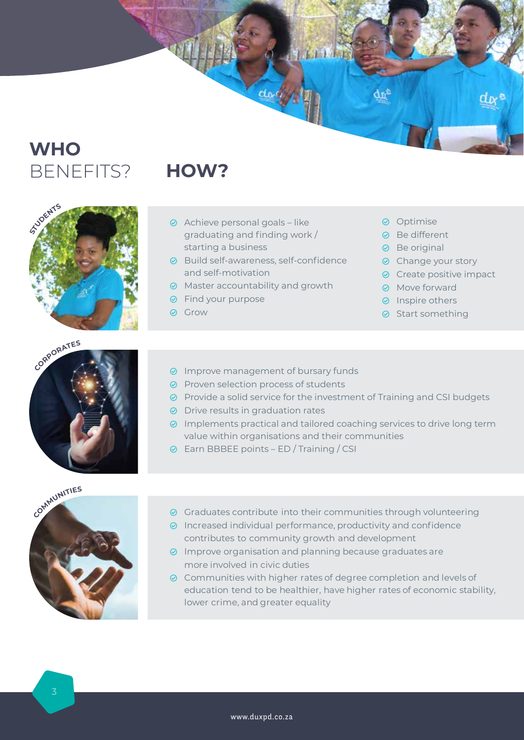# WHO BENEFITS? HOW?

## STUDENTS

- Achieve personal goals – like graduating and finding work / starting a business
- Build self-awareness, self-confidence and self-motivation
- Master accountability and growth
- Find your purpose
- Grow
- Optimise
- Be different
- Be original
- Change your story
- Create positive impact
- Move forward
- Inspire others
- Start something

## CORPORATES

- Improve management of bursary funds
- Proven selection process of students
- Provide a solid service for the investment of Training and CSI budgets
- Drive results in graduation rates
- Implements practical and tailored coaching services to drive long term value within organisations and their communities
- Earn BBBEE points – ED / Training / CSI

## COMMUNITIES

- Graduates contribute into their communities through volunteering
- Increased individual performance, productivity and confidence contributes to community growth and development
- Improve organisation and planning because graduates are more involved in civic duties
- Communities with higher rates of degree completion and levels of education tend to be healthier, have higher rates of economic stability, lower crime, and greater equality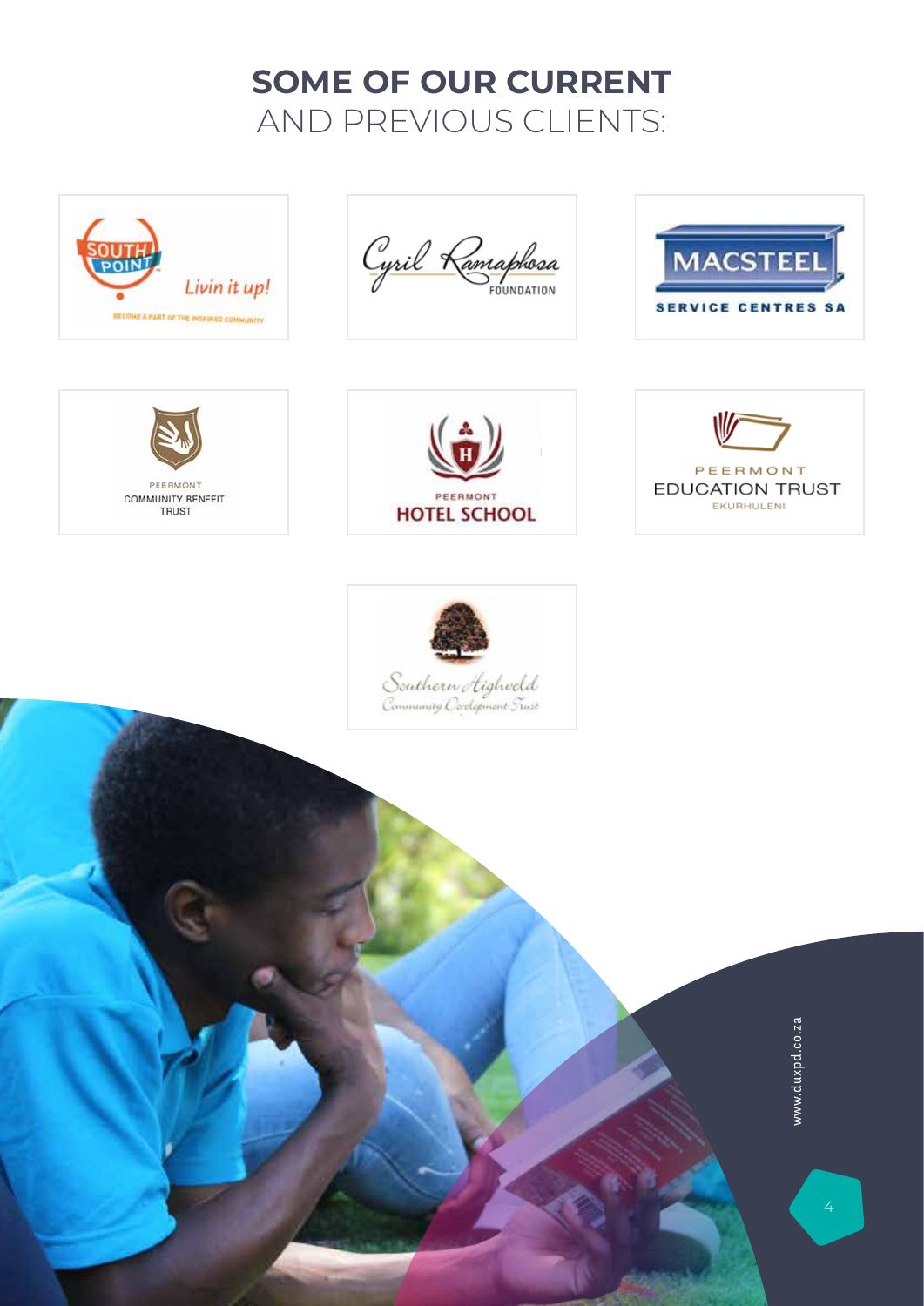# **SOME OF OUR CURRENT** AND PREVIOUS CLIENTS:

SOUTH POINT – Livin it up! – BECOME A PART OF THE INSPIRED COMMUNITY

Cyril Ramaphosa FOUNDATION

MACSTEEL SERVICE CENTRES SA

PEERMONT COMMUNITY BENEFIT TRUST

PEERMONT HOTEL SCHOOL

PEERMONT EDUCATION TRUST EKURHULENI

Southern Highveld Community Development Trust

www.duxpd.co.za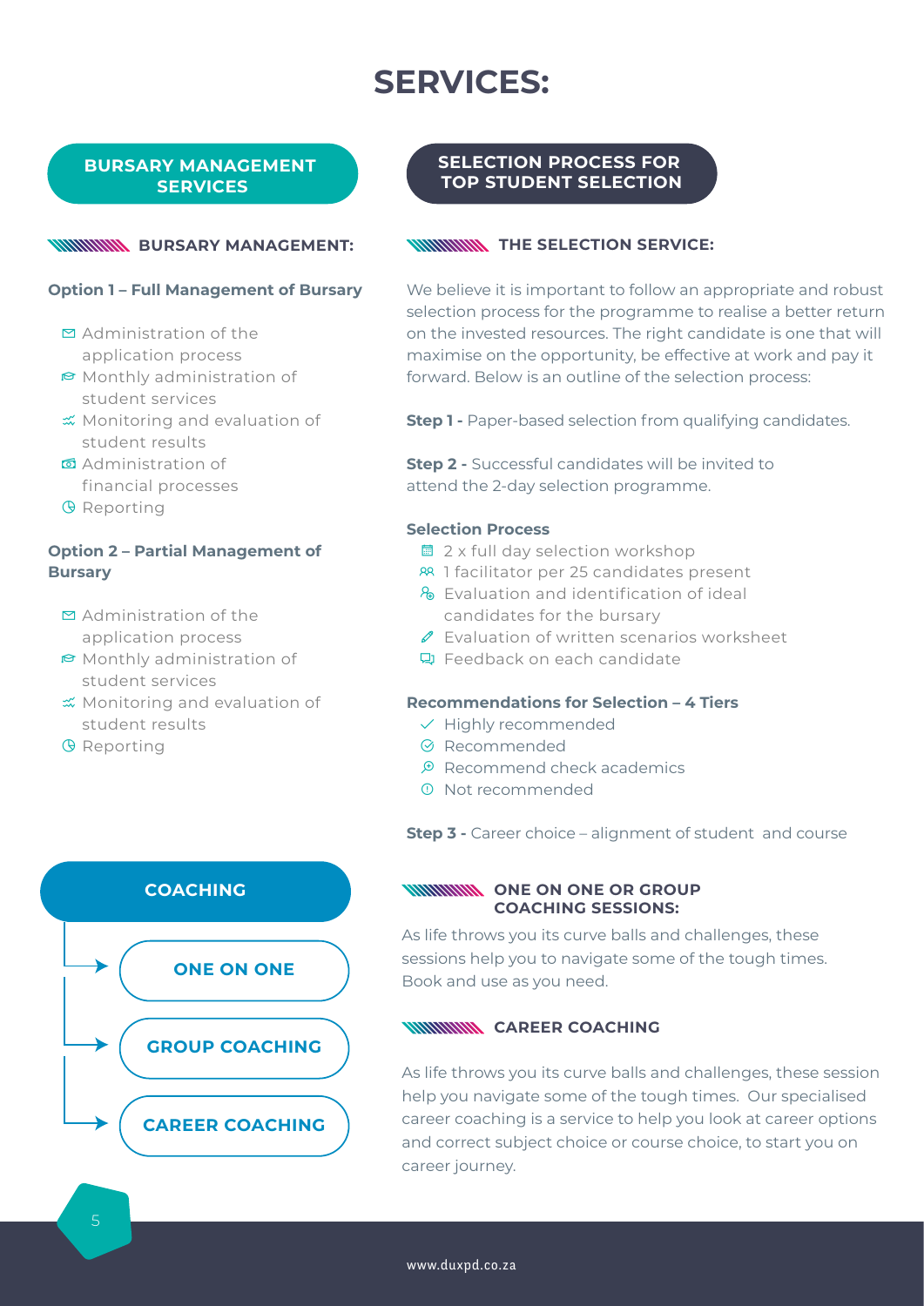# SERVICES:

## BURSARY MANAGEMENT SERVICES

### BURSARY MANAGEMENT:

**Option 1 – Full Management of Bursary**

- Administration of the application process
- Monthly administration of student services
- Monitoring and evaluation of student results
- Administration of financial processes
- Reporting

**Option 2 – Partial Management of Bursary**

- Administration of the application process
- Monthly administration of student services
- Monitoring and evaluation of student results
- Reporting

## SELECTION PROCESS FOR TOP STUDENT SELECTION

### THE SELECTION SERVICE:

We believe it is important to follow an appropriate and robust selection process for the programme to realise a better return on the invested resources. The right candidate is one that will maximise on the opportunity, be effective at work and pay it forward. Below is an outline of the selection process:

**Step 1 -** Paper-based selection from qualifying candidates.

**Step 2 -** Successful candidates will be invited to attend the 2-day selection programme.

**Selection Process**

- 2 x full day selection workshop
- 1 facilitator per 25 candidates present
- Evaluation and identification of ideal candidates for the bursary
- Evaluation of written scenarios worksheet
- Feedback on each candidate

**Recommendations for Selection – 4 Tiers**

- Highly recommended
- Recommended
- Recommend check academics
- Not recommended

**Step 3 -** Career choice – alignment of student and course

## COACHING

- ONE ON ONE
- GROUP COACHING
- CAREER COACHING

### ONE ON ONE OR GROUP COACHING SESSIONS:

As life throws you its curve balls and challenges, these sessions help you to navigate some of the tough times. Book and use as you need.

### CAREER COACHING

As life throws you its curve balls and challenges, these session help you navigate some of the tough times. Our specialised career coaching is a service to help you look at career options and correct subject choice or course choice, to start you on career journey.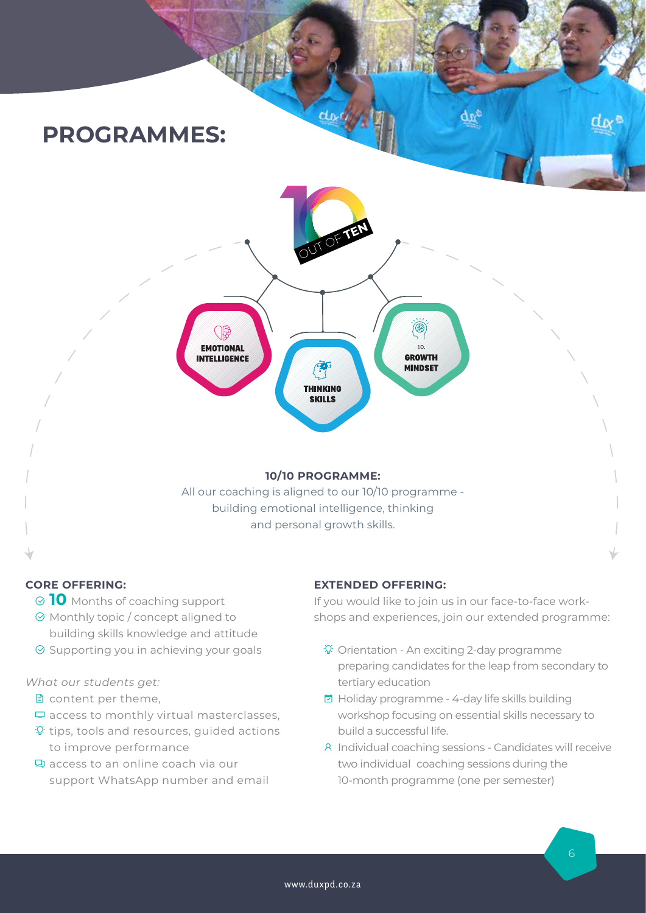# PROGRAMMES:

10 OUT OF TEN

EMOTIONAL INTELLIGENCE

THINKING SKILLS

GROWTH MINDSET

**10/10 PROGRAMME:**

All our coaching is aligned to our 10/10 programme - building emotional intelligence, thinking and personal growth skills.

**CORE OFFERING:**

- **10** Months of coaching support
- Monthly topic / concept aligned to building skills knowledge and attitude
- Supporting you in achieving your goals

*What our students get:*

- content per theme,
- access to monthly virtual masterclasses,
- tips, tools and resources, guided actions to improve performance
- access to an online coach via our support WhatsApp number and email

**EXTENDED OFFERING:**

If you would like to join us in our face-to-face work-shops and experiences, join our extended programme:

- Orientation - An exciting 2-day programme preparing candidates for the leap from secondary to tertiary education
- Holiday programme - 4-day life skills building workshop focusing on essential skills necessary to build a successful life.
- Individual coaching sessions - Candidates will receive two individual coaching sessions during the 10-month programme (one per semester)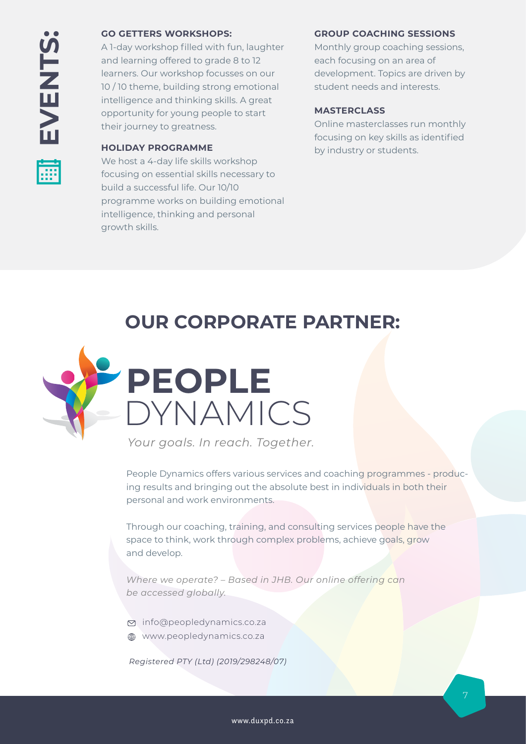# EVENTS:

### GO GETTERS WORKSHOPS:

A 1-day workshop filled with fun, laughter and learning offered to grade 8 to 12 learners. Our workshop focusses on our 10 / 10 theme, building strong emotional intelligence and thinking skills. A great opportunity for young people to start their journey to greatness.

### HOLIDAY PROGRAMME

We host a 4-day life skills workshop focusing on essential skills necessary to build a successful life. Our 10/10 programme works on building emotional intelligence, thinking and personal growth skills.

### GROUP COACHING SESSIONS

Monthly group coaching sessions, each focusing on an area of development. Topics are driven by student needs and interests.

### MASTERCLASS

Online masterclasses run monthly focusing on key skills as identified by industry or students.

## OUR CORPORATE PARTNER:

**PEOPLE** DYNAMICS

*Your goals. In reach. Together.*

People Dynamics offers various services and coaching programmes - producing results and bringing out the absolute best in individuals in both their personal and work environments.

Through our coaching, training, and consulting services people have the space to think, work through complex problems, achieve goals, grow and develop.

*Where we operate? – Based in JHB. Our online offering can be accessed globally.*

info@peopledynamics.co.za
www.peopledynamics.co.za

*Registered PTY (Ltd) (2019/298248/07)*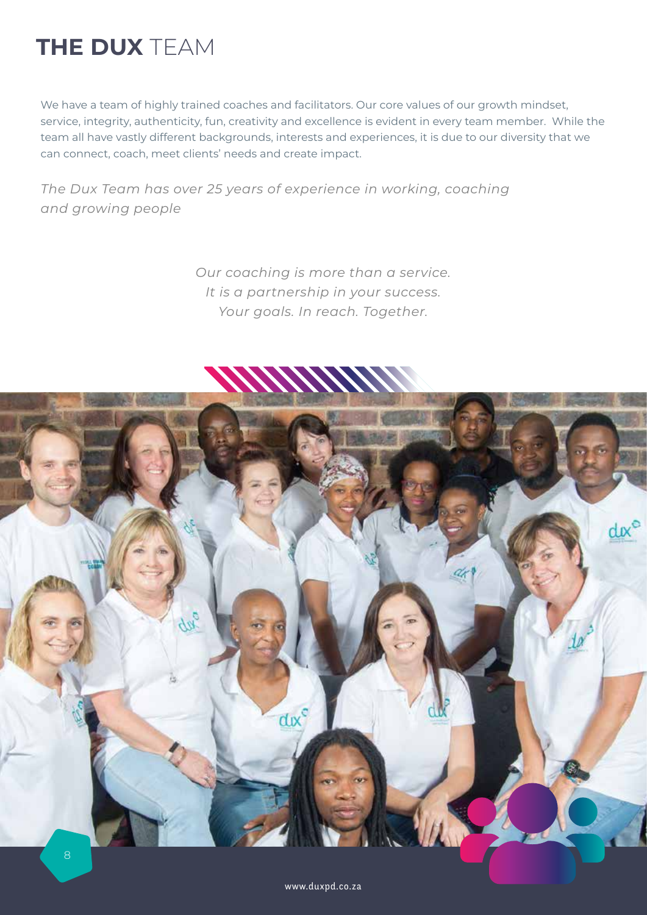# **THE DUX** TEAM

We have a team of highly trained coaches and facilitators. Our core values of our growth mindset, service, integrity, authenticity, fun, creativity and excellence is evident in every team member. While the team all have vastly different backgrounds, interests and experiences, it is due to our diversity that we can connect, coach, meet clients' needs and create impact.

*The Dux Team has over 25 years of experience in working, coaching and growing people*

*Our coaching is more than a service.*
*It is a partnership in your success.*
*Your goals. In reach. Together.*

www.duxpd.co.za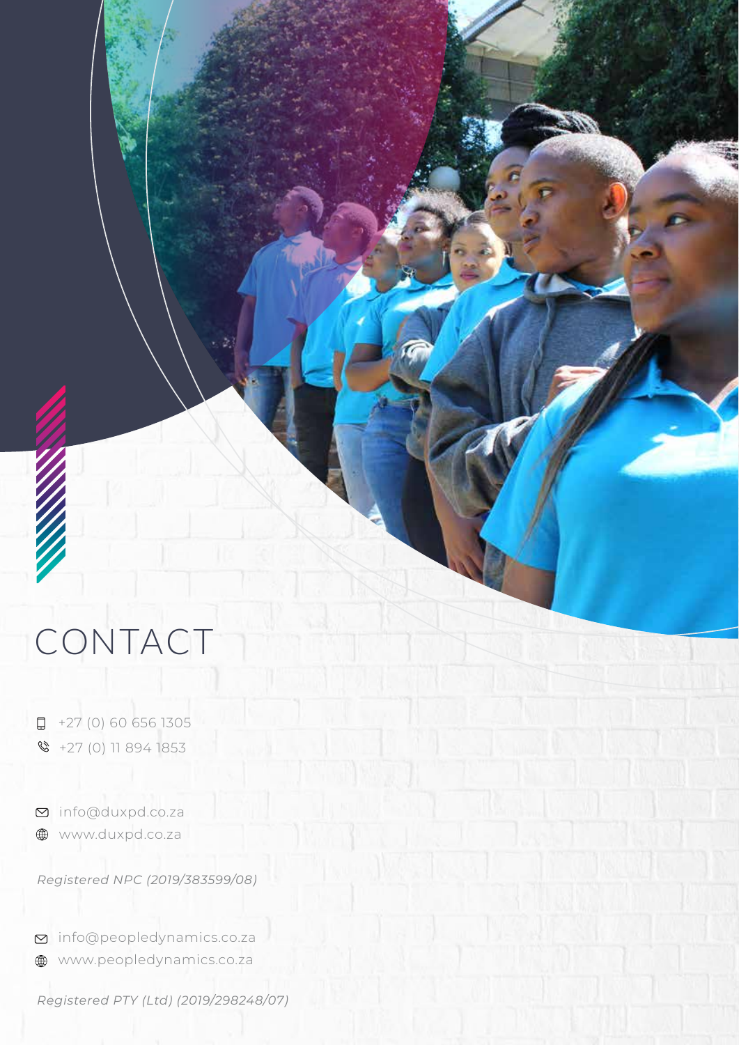# CONTACT

+27 (0) 60 656 1305

+27 (0) 11 894 1853

info@duxpd.co.za

www.duxpd.co.za

*Registered NPC (2019/383599/08)*

info@peopledynamics.co.za

www.peopledynamics.co.za

*Registered PTY (Ltd) (2019/298248/07)*